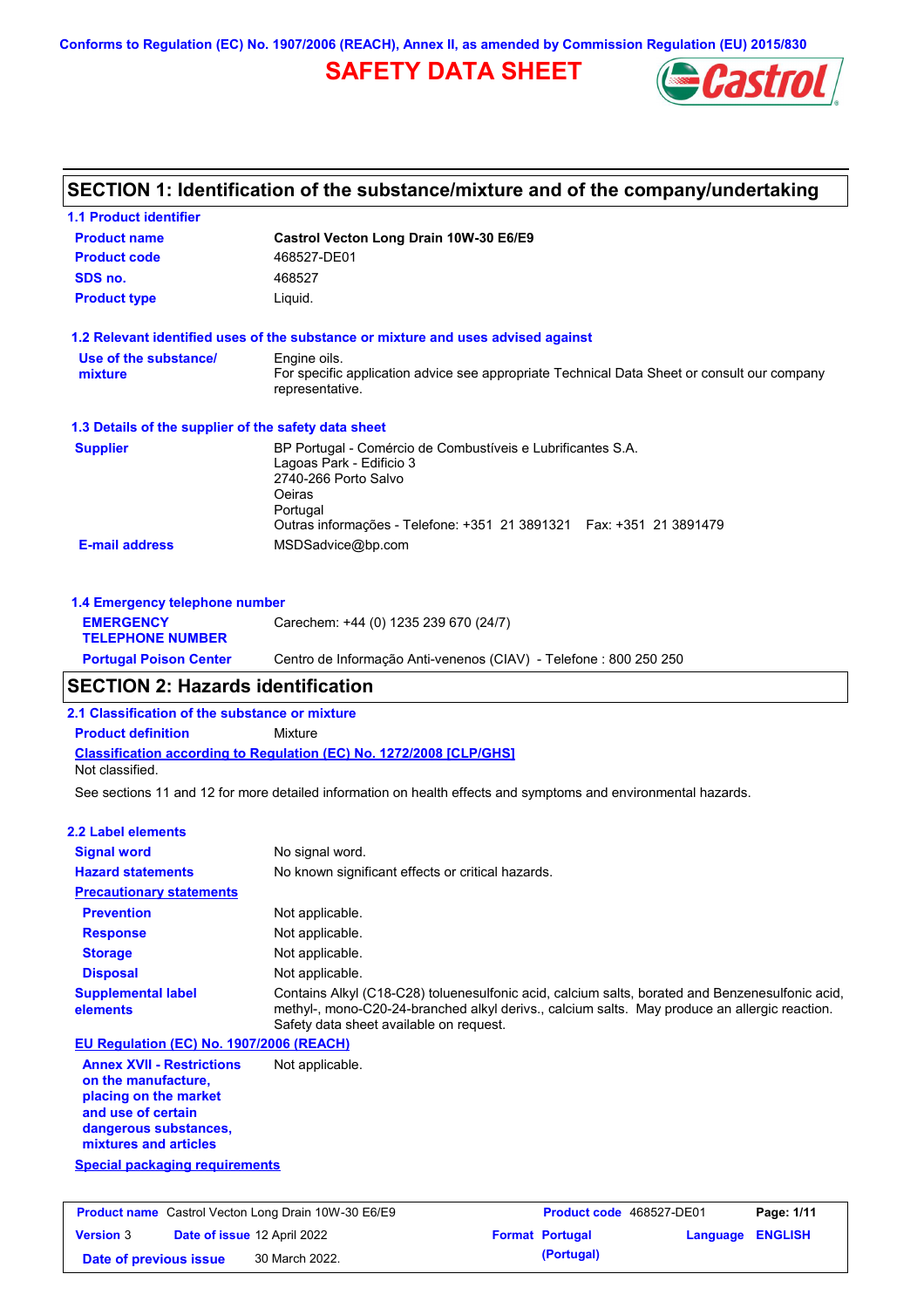Conforms to Regulation (EC) No. 1907/2006 (REACH), Annex II, as amended by Commission Regulation (EU) 2015/830

# SAFETY DATA SHEET

## SECTION 1: Identification of the substance/mixture and of the company/undertaking

### 1.1 Product identifier

| | |
|---|---|
| **Product name** | **Castrol Vecton Long Drain 10W-30 E6/E9** |
| **Product code** | 468527-DE01 |
| **SDS no.** | 468527 |
| **Product type** | Liquid. |

### 1.2 Relevant identified uses of the substance or mixture and uses advised against

| | |
|---|---|
| **Use of the substance/ mixture** | Engine oils. For specific application advice see appropriate Technical Data Sheet or consult our company representative. |

### 1.3 Details of the supplier of the safety data sheet

| | |
|---|---|
| **Supplier** | BP Portugal - Comércio de Combustíveis e Lubrificantes S.A. Lagoas Park - Edificio 3 2740-266 Porto Salvo Oeiras Portugal Outras informações - Telefone: +351 21 3891321 Fax: +351 21 3891479 |
| **E-mail address** | MSDSadvice@bp.com |

### 1.4 Emergency telephone number

| | |
|---|---|
| **EMERGENCY TELEPHONE NUMBER** | Carechem: +44 (0) 1235 239 670 (24/7) |
| **Portugal Poison Center** | Centro de Informação Anti-venenos (CIAV) - Telefone : 800 250 250 |

## SECTION 2: Hazards identification

### 2.1 Classification of the substance or mixture

**Product definition** Mixture

**Classification according to Regulation (EC) No. 1272/2008 [CLP/GHS]**

Not classified.

See sections 11 and 12 for more detailed information on health effects and symptoms and environmental hazards.

### 2.2 Label elements

| | |
|---|---|
| **Signal word** | No signal word. |
| **Hazard statements** | No known significant effects or critical hazards. |
| **Precautionary statements** | |
| **Prevention** | Not applicable. |
| **Response** | Not applicable. |
| **Storage** | Not applicable. |
| **Disposal** | Not applicable. |
| **Supplemental label elements** | Contains Alkyl (C18-C28) toluenesulfonic acid, calcium salts, borated and Benzenesulfonic acid, methyl-, mono-C20-24-branched alkyl derivs., calcium salts. May produce an allergic reaction. Safety data sheet available on request. |

**EU Regulation (EC) No. 1907/2006 (REACH)**

| | |
|---|---|
| **Annex XVII - Restrictions on the manufacture, placing on the market and use of certain dangerous substances, mixtures and articles** | Not applicable. |

**Special packaging requirements**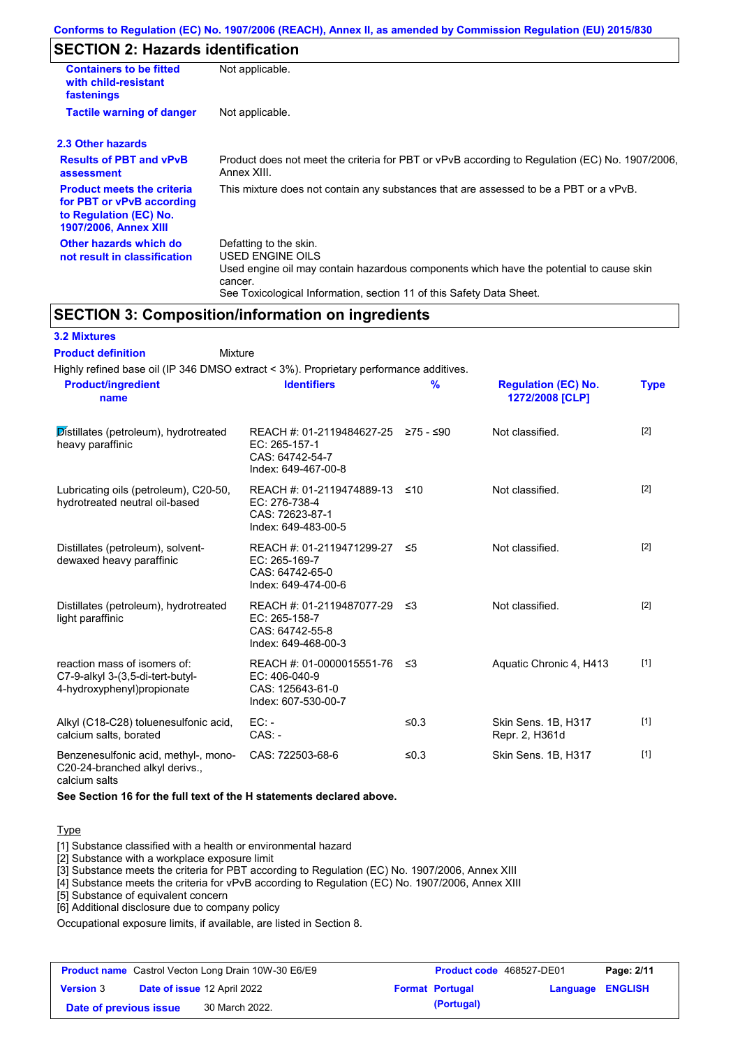## SECTION 2: Hazards identification

| | |
|---|---|
| **Containers to be fitted with child-resistant fastenings** | Not applicable. |
| **Tactile warning of danger** | Not applicable. |

### 2.3 Other hazards

| | |
|---|---|
| **Results of PBT and vPvB assessment** | Product does not meet the criteria for PBT or vPvB according to Regulation (EC) No. 1907/2006, Annex XIII. |
| **Product meets the criteria for PBT or vPvB according to Regulation (EC) No. 1907/2006, Annex XIII** | This mixture does not contain any substances that are assessed to be a PBT or a vPvB. |
| **Other hazards which do not result in classification** | Defatting to the skin.<br>USED ENGINE OILS<br>Used engine oil may contain hazardous components which have the potential to cause skin cancer.<br>See Toxicological Information, section 11 of this Safety Data Sheet. |

## SECTION 3: Composition/information on ingredients

### 3.2 Mixtures

**Product definition** Mixture

Highly refined base oil (IP 346 DMSO extract < 3%). Proprietary performance additives.

| Product/ingredient name | Identifiers | % | Regulation (EC) No. 1272/2008 [CLP] | Type |
|---|---|---|---|---|
| Distillates (petroleum), hydrotreated heavy paraffinic | REACH #: 01-2119484627-25<br>EC: 265-157-1<br>CAS: 64742-54-7<br>Index: 649-467-00-8 | ≥75 - ≤90 | Not classified. | [2] |
| Lubricating oils (petroleum), C20-50, hydrotreated neutral oil-based | REACH #: 01-2119474889-13<br>EC: 276-738-4<br>CAS: 72623-87-1<br>Index: 649-483-00-5 | ≤10 | Not classified. | [2] |
| Distillates (petroleum), solvent-dewaxed heavy paraffinic | REACH #: 01-2119471299-27<br>EC: 265-169-7<br>CAS: 64742-65-0<br>Index: 649-474-00-6 | ≤5 | Not classified. | [2] |
| Distillates (petroleum), hydrotreated light paraffinic | REACH #: 01-2119487077-29<br>EC: 265-158-7<br>CAS: 64742-55-8<br>Index: 649-468-00-3 | ≤3 | Not classified. | [2] |
| reaction mass of isomers of: C7-9-alkyl 3-(3,5-di-tert-butyl-4-hydroxyphenyl)propionate | REACH #: 01-0000015551-76<br>EC: 406-040-9<br>CAS: 125643-61-0<br>Index: 607-530-00-7 | ≤3 | Aquatic Chronic 4, H413 | [1] |
| Alkyl (C18-C28) toluenesulfonic acid, calcium salts, borated | EC: -<br>CAS: - | ≤0.3 | Skin Sens. 1B, H317<br>Repr. 2, H361d | [1] |
| Benzenesulfonic acid, methyl-, mono-C20-24-branched alkyl derivs., calcium salts | CAS: 722503-68-6 | ≤0.3 | Skin Sens. 1B, H317 | [1] |

**See Section 16 for the full text of the H statements declared above.**

Type

[1] Substance classified with a health or environmental hazard
[2] Substance with a workplace exposure limit
[3] Substance meets the criteria for PBT according to Regulation (EC) No. 1907/2006, Annex XIII
[4] Substance meets the criteria for vPvB according to Regulation (EC) No. 1907/2006, Annex XIII
[5] Substance of equivalent concern
[6] Additional disclosure due to company policy

Occupational exposure limits, if available, are listed in Section 8.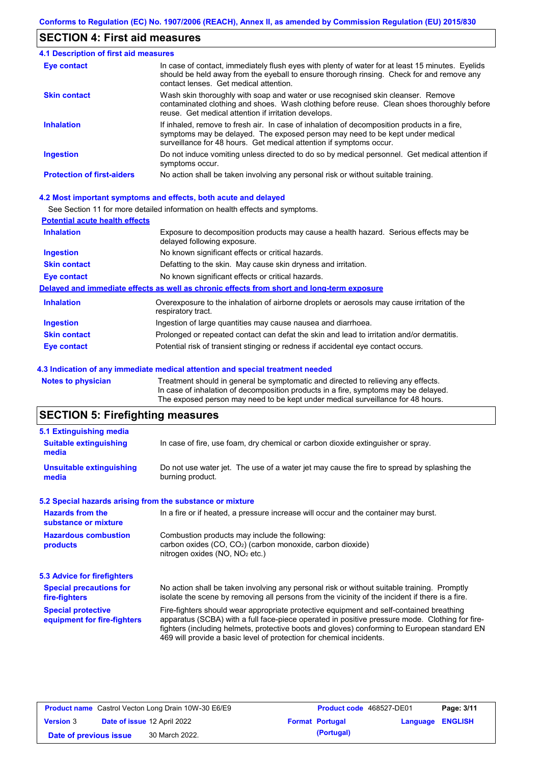## SECTION 4: First aid measures

### 4.1 Description of first aid measures

| | |
|---|---|
| **Eye contact** | In case of contact, immediately flush eyes with plenty of water for at least 15 minutes. Eyelids should be held away from the eyeball to ensure thorough rinsing. Check for and remove any contact lenses. Get medical attention. |
| **Skin contact** | Wash skin thoroughly with soap and water or use recognised skin cleanser. Remove contaminated clothing and shoes. Wash clothing before reuse. Clean shoes thoroughly before reuse. Get medical attention if irritation develops. |
| **Inhalation** | If inhaled, remove to fresh air. In case of inhalation of decomposition products in a fire, symptoms may be delayed. The exposed person may need to be kept under medical surveillance for 48 hours. Get medical attention if symptoms occur. |
| **Ingestion** | Do not induce vomiting unless directed to do so by medical personnel. Get medical attention if symptoms occur. |
| **Protection of first-aiders** | No action shall be taken involving any personal risk or without suitable training. |

### 4.2 Most important symptoms and effects, both acute and delayed

See Section 11 for more detailed information on health effects and symptoms.

**Potential acute health effects**

| | |
|---|---|
| **Inhalation** | Exposure to decomposition products may cause a health hazard. Serious effects may be delayed following exposure. |
| **Ingestion** | No known significant effects or critical hazards. |
| **Skin contact** | Defatting to the skin. May cause skin dryness and irritation. |
| **Eye contact** | No known significant effects or critical hazards. |

**Delayed and immediate effects as well as chronic effects from short and long-term exposure**

| | |
|---|---|
| **Inhalation** | Overexposure to the inhalation of airborne droplets or aerosols may cause irritation of the respiratory tract. |
| **Ingestion** | Ingestion of large quantities may cause nausea and diarrhoea. |
| **Skin contact** | Prolonged or repeated contact can defat the skin and lead to irritation and/or dermatitis. |
| **Eye contact** | Potential risk of transient stinging or redness if accidental eye contact occurs. |

### 4.3 Indication of any immediate medical attention and special treatment needed

| | |
|---|---|
| **Notes to physician** | Treatment should in general be symptomatic and directed to relieving any effects. In case of inhalation of decomposition products in a fire, symptoms may be delayed. The exposed person may need to be kept under medical surveillance for 48 hours. |

## SECTION 5: Firefighting measures

### 5.1 Extinguishing media

| | |
|---|---|
| **Suitable extinguishing media** | In case of fire, use foam, dry chemical or carbon dioxide extinguisher or spray. |
| **Unsuitable extinguishing media** | Do not use water jet. The use of a water jet may cause the fire to spread by splashing the burning product. |

### 5.2 Special hazards arising from the substance or mixture

| | |
|---|---|
| **Hazards from the substance or mixture** | In a fire or if heated, a pressure increase will occur and the container may burst. |
| **Hazardous combustion products** | Combustion products may include the following: carbon oxides (CO, $CO_2$) (carbon monoxide, carbon dioxide) nitrogen oxides (NO, $NO_2$ etc.) |

### 5.3 Advice for firefighters

| | |
|---|---|
| **Special precautions for fire-fighters** | No action shall be taken involving any personal risk or without suitable training. Promptly isolate the scene by removing all persons from the vicinity of the incident if there is a fire. |
| **Special protective equipment for fire-fighters** | Fire-fighters should wear appropriate protective equipment and self-contained breathing apparatus (SCBA) with a full face-piece operated in positive pressure mode. Clothing for fire-fighters (including helmets, protective boots and gloves) conforming to European standard EN 469 will provide a basic level of protection for chemical incidents. |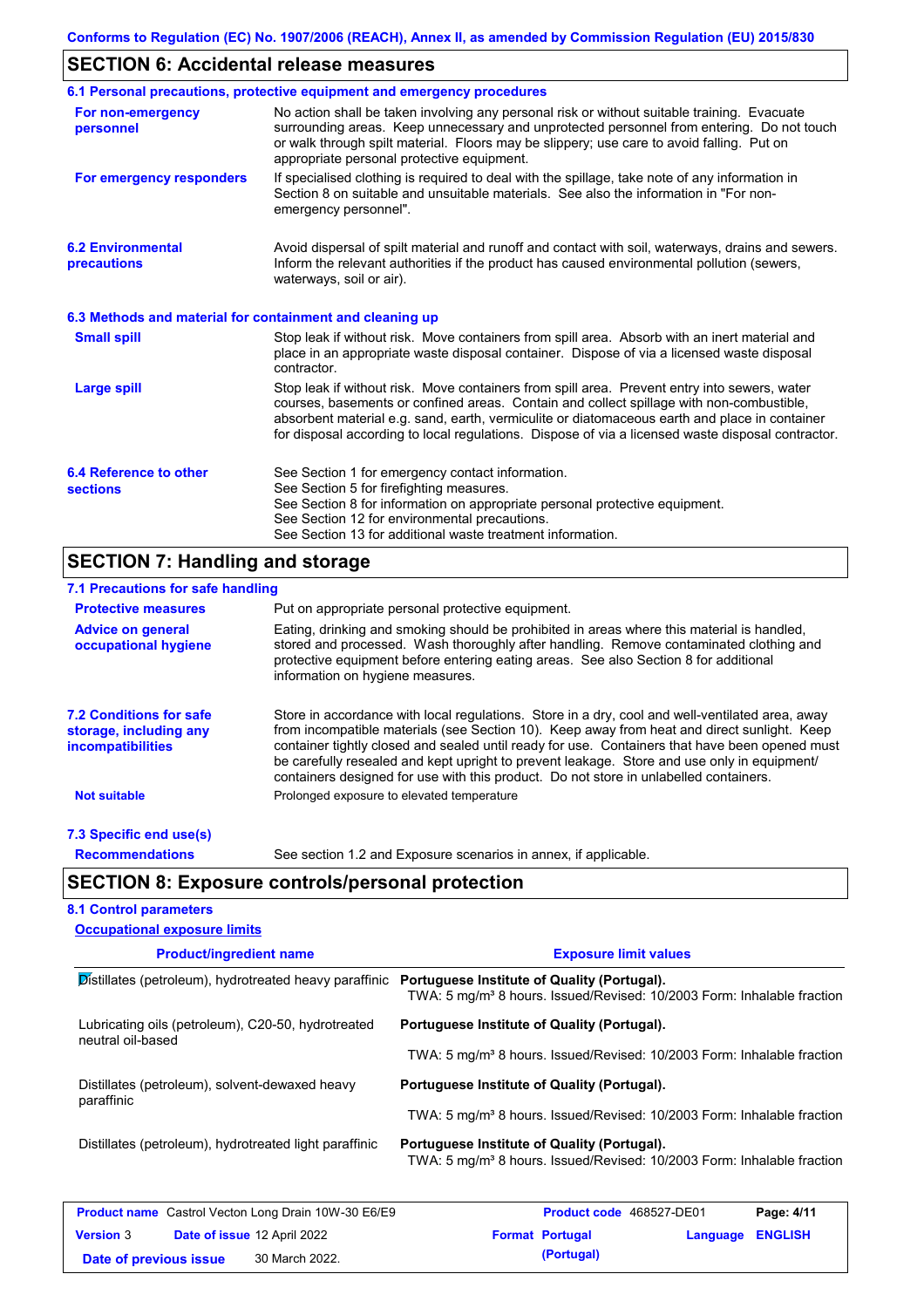## SECTION 6: Accidental release measures

### 6.1 Personal precautions, protective equipment and emergency procedures

**For non-emergency personnel**

No action shall be taken involving any personal risk or without suitable training. Evacuate surrounding areas. Keep unnecessary and unprotected personnel from entering. Do not touch or walk through spilt material. Floors may be slippery; use care to avoid falling. Put on appropriate personal protective equipment.

**For emergency responders**

If specialised clothing is required to deal with the spillage, take note of any information in Section 8 on suitable and unsuitable materials. See also the information in "For non-emergency personnel".

### 6.2 Environmental precautions

Avoid dispersal of spilt material and runoff and contact with soil, waterways, drains and sewers. Inform the relevant authorities if the product has caused environmental pollution (sewers, waterways, soil or air).

### 6.3 Methods and material for containment and cleaning up

**Small spill**

Stop leak if without risk. Move containers from spill area. Absorb with an inert material and place in an appropriate waste disposal container. Dispose of via a licensed waste disposal contractor.

**Large spill**

Stop leak if without risk. Move containers from spill area. Prevent entry into sewers, water courses, basements or confined areas. Contain and collect spillage with non-combustible, absorbent material e.g. sand, earth, vermiculite or diatomaceous earth and place in container for disposal according to local regulations. Dispose of via a licensed waste disposal contractor.

### 6.4 Reference to other sections

See Section 1 for emergency contact information.
See Section 5 for firefighting measures.
See Section 8 for information on appropriate personal protective equipment.
See Section 12 for environmental precautions.
See Section 13 for additional waste treatment information.

## SECTION 7: Handling and storage

### 7.1 Precautions for safe handling

**Protective measures**

Put on appropriate personal protective equipment.

**Advice on general occupational hygiene**

Eating, drinking and smoking should be prohibited in areas where this material is handled, stored and processed. Wash thoroughly after handling. Remove contaminated clothing and protective equipment before entering eating areas. See also Section 8 for additional information on hygiene measures.

### 7.2 Conditions for safe storage, including any incompatibilities

Store in accordance with local regulations. Store in a dry, cool and well-ventilated area, away from incompatible materials (see Section 10). Keep away from heat and direct sunlight. Keep container tightly closed and sealed until ready for use. Containers that have been opened must be carefully resealed and kept upright to prevent leakage. Store and use only in equipment/ containers designed for use with this product. Do not store in unlabelled containers.

**Not suitable**

Prolonged exposure to elevated temperature

### 7.3 Specific end use(s)

**Recommendations**

See section 1.2 and Exposure scenarios in annex, if applicable.

## SECTION 8: Exposure controls/personal protection

### 8.1 Control parameters

**Occupational exposure limits**

| Product/ingredient name | Exposure limit values |
|---|---|
| Distillates (petroleum), hydrotreated heavy paraffinic | **Portuguese Institute of Quality (Portugal).** TWA: 5 mg/m³ 8 hours. Issued/Revised: 10/2003 Form: Inhalable fraction |
| Lubricating oils (petroleum), C20-50, hydrotreated neutral oil-based | **Portuguese Institute of Quality (Portugal).** TWA: 5 mg/m³ 8 hours. Issued/Revised: 10/2003 Form: Inhalable fraction |
| Distillates (petroleum), solvent-dewaxed heavy paraffinic | **Portuguese Institute of Quality (Portugal).** TWA: 5 mg/m³ 8 hours. Issued/Revised: 10/2003 Form: Inhalable fraction |
| Distillates (petroleum), hydrotreated light paraffinic | **Portuguese Institute of Quality (Portugal).** TWA: 5 mg/m³ 8 hours. Issued/Revised: 10/2003 Form: Inhalable fraction |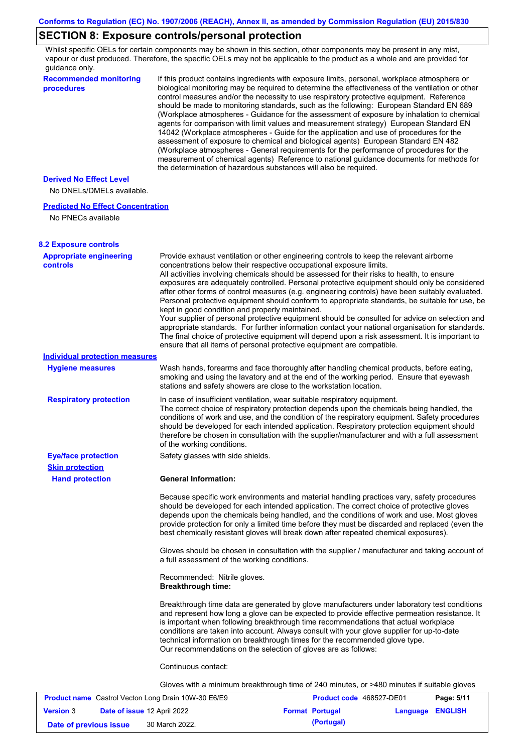## SECTION 8: Exposure controls/personal protection

Whilst specific OELs for certain components may be shown in this section, other components may be present in any mist, vapour or dust produced. Therefore, the specific OELs may not be applicable to the product as a whole and are provided for guidance only.

**Recommended monitoring procedures**

If this product contains ingredients with exposure limits, personal, workplace atmosphere or biological monitoring may be required to determine the effectiveness of the ventilation or other control measures and/or the necessity to use respiratory protective equipment. Reference should be made to monitoring standards, such as the following: European Standard EN 689 (Workplace atmospheres - Guidance for the assessment of exposure by inhalation to chemical agents for comparison with limit values and measurement strategy) European Standard EN 14042 (Workplace atmospheres - Guide for the application and use of procedures for the assessment of exposure to chemical and biological agents) European Standard EN 482 (Workplace atmospheres - General requirements for the performance of procedures for the measurement of chemical agents) Reference to national guidance documents for methods for the determination of hazardous substances will also be required.

**Derived No Effect Level**

No DNELs/DMELs available.

**Predicted No Effect Concentration**

No PNECs available

### 8.2 Exposure controls

**Appropriate engineering controls**

Provide exhaust ventilation or other engineering controls to keep the relevant airborne concentrations below their respective occupational exposure limits.
All activities involving chemicals should be assessed for their risks to health, to ensure exposures are adequately controlled. Personal protective equipment should only be considered after other forms of control measures (e.g. engineering controls) have been suitably evaluated. Personal protective equipment should conform to appropriate standards, be suitable for use, be kept in good condition and properly maintained.
Your supplier of personal protective equipment should be consulted for advice on selection and appropriate standards. For further information contact your national organisation for standards. The final choice of protective equipment will depend upon a risk assessment. It is important to ensure that all items of personal protective equipment are compatible.

**Individual protection measures**

**Hygiene measures**

Wash hands, forearms and face thoroughly after handling chemical products, before eating, smoking and using the lavatory and at the end of the working period. Ensure that eyewash stations and safety showers are close to the workstation location.

**Respiratory protection**

In case of insufficient ventilation, wear suitable respiratory equipment.
The correct choice of respiratory protection depends upon the chemicals being handled, the conditions of work and use, and the condition of the respiratory equipment. Safety procedures should be developed for each intended application. Respiratory protection equipment should therefore be chosen in consultation with the supplier/manufacturer and with a full assessment of the working conditions.

**Eye/face protection**

Safety glasses with side shields.

**Skin protection**

**Hand protection**

**General Information:**

Because specific work environments and material handling practices vary, safety procedures should be developed for each intended application. The correct choice of protective gloves depends upon the chemicals being handled, and the conditions of work and use. Most gloves provide protection for only a limited time before they must be discarded and replaced (even the best chemically resistant gloves will break down after repeated chemical exposures).

Gloves should be chosen in consultation with the supplier / manufacturer and taking account of a full assessment of the working conditions.

Recommended: Nitrile gloves.
**Breakthrough time:**

Breakthrough time data are generated by glove manufacturers under laboratory test conditions and represent how long a glove can be expected to provide effective permeation resistance. It is important when following breakthrough time recommendations that actual workplace conditions are taken into account. Always consult with your glove supplier for up-to-date technical information on breakthrough times for the recommended glove type.
Our recommendations on the selection of gloves are as follows:

Continuous contact:

Gloves with a minimum breakthrough time of 240 minutes, or >480 minutes if suitable gloves

| **Product name** Castrol Vecton Long Drain 10W-30 E6/E9 | | **Product code** 468527-DE01 | **Page:** 5/11 |
|---|---|---|---|
| **Version** 3 | **Date of issue** 12 April 2022 | **Format** Portugal (Portugal) | **Language** ENGLISH |
| **Date of previous issue** | 30 March 2022. | | |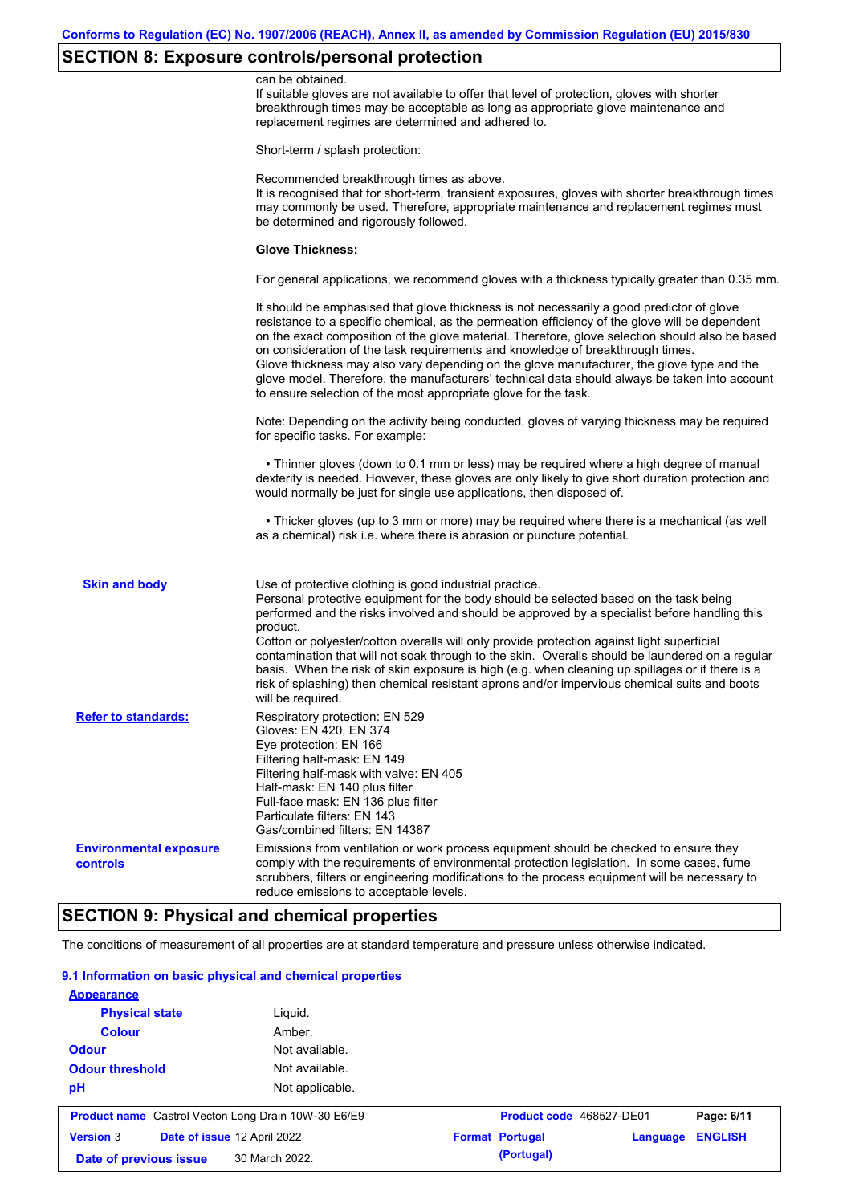## SECTION 8: Exposure controls/personal protection

can be obtained.
If suitable gloves are not available to offer that level of protection, gloves with shorter breakthrough times may be acceptable as long as appropriate glove maintenance and replacement regimes are determined and adhered to.

Short-term / splash protection:

Recommended breakthrough times as above.
It is recognised that for short-term, transient exposures, gloves with shorter breakthrough times may commonly be used. Therefore, appropriate maintenance and replacement regimes must be determined and rigorously followed.

**Glove Thickness:**

For general applications, we recommend gloves with a thickness typically greater than 0.35 mm.

It should be emphasised that glove thickness is not necessarily a good predictor of glove resistance to a specific chemical, as the permeation efficiency of the glove will be dependent on the exact composition of the glove material. Therefore, glove selection should also be based on consideration of the task requirements and knowledge of breakthrough times.
Glove thickness may also vary depending on the glove manufacturer, the glove type and the glove model. Therefore, the manufacturers' technical data should always be taken into account to ensure selection of the most appropriate glove for the task.

Note: Depending on the activity being conducted, gloves of varying thickness may be required for specific tasks. For example:

- Thinner gloves (down to 0.1 mm or less) may be required where a high degree of manual dexterity is needed. However, these gloves are only likely to give short duration protection and would normally be just for single use applications, then disposed of.

- Thicker gloves (up to 3 mm or more) may be required where there is a mechanical (as well as a chemical) risk i.e. where there is abrasion or puncture potential.

**Skin and body**

Use of protective clothing is good industrial practice.
Personal protective equipment for the body should be selected based on the task being performed and the risks involved and should be approved by a specialist before handling this product.
Cotton or polyester/cotton overalls will only provide protection against light superficial contamination that will not soak through to the skin. Overalls should be laundered on a regular basis. When the risk of skin exposure is high (e.g. when cleaning up spillages or if there is a risk of splashing) then chemical resistant aprons and/or impervious chemical suits and boots will be required.

**Refer to standards:**

Respiratory protection: EN 529
Gloves: EN 420, EN 374
Eye protection: EN 166
Filtering half-mask: EN 149
Filtering half-mask with valve: EN 405
Half-mask: EN 140 plus filter
Full-face mask: EN 136 plus filter
Particulate filters: EN 143
Gas/combined filters: EN 14387

**Environmental exposure controls**

Emissions from ventilation or work process equipment should be checked to ensure they comply with the requirements of environmental protection legislation. In some cases, fume scrubbers, filters or engineering modifications to the process equipment will be necessary to reduce emissions to acceptable levels.

## SECTION 9: Physical and chemical properties

The conditions of measurement of all properties are at standard temperature and pressure unless otherwise indicated.

### 9.1 Information on basic physical and chemical properties

**Appearance**

| | |
|---|---|
| **Physical state** | Liquid. |
| **Colour** | Amber. |
| **Odour** | Not available. |
| **Odour threshold** | Not available. |
| **pH** | Not applicable. |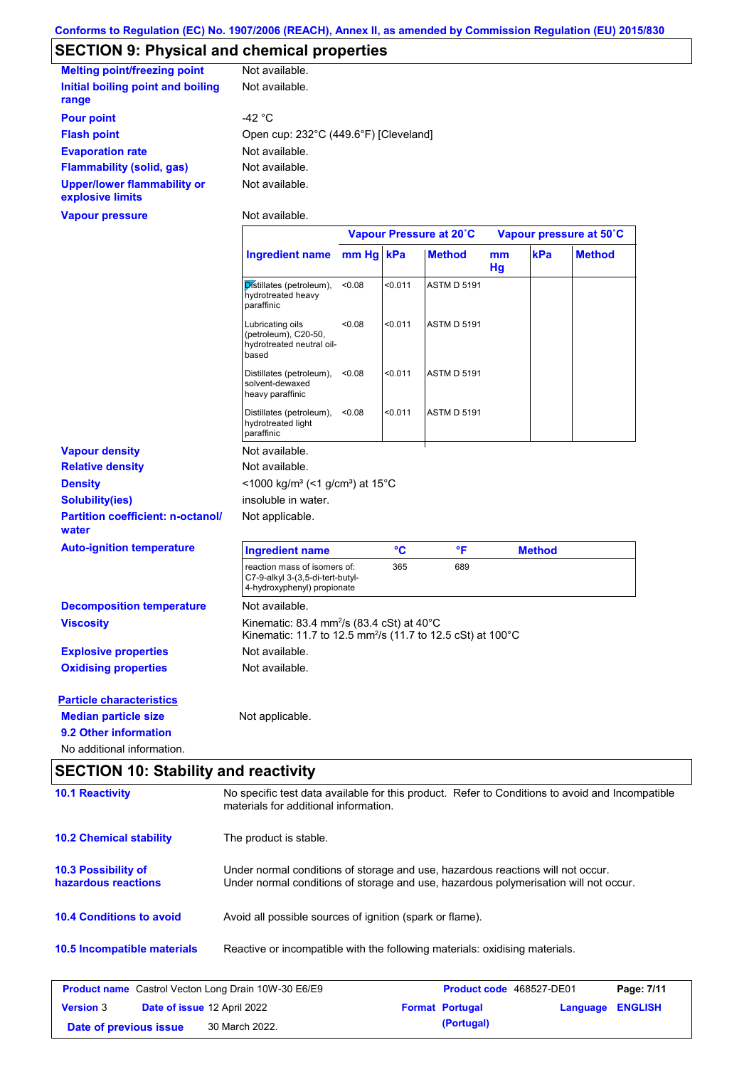Conforms to Regulation (EC) No. 1907/2006 (REACH), Annex II, as amended by Commission Regulation (EU) 2015/830

## SECTION 9: Physical and chemical properties

**Melting point/freezing point** Not available.

**Initial boiling point and boiling range** Not available.

**Pour point** -42 °C

**Flash point** Open cup: 232°C (449.6°F) [Cleveland]

**Evaporation rate** Not available.

**Flammability (solid, gas)** Not available.

**Upper/lower flammability or explosive limits** Not available.

**Vapour pressure** Not available.

| | Vapour Pressure at 20˚C | | | Vapour pressure at 50˚C | | |
|---|---|---|---|---|---|---|
| **Ingredient name** | **mm Hg** | **kPa** | **Method** | **mm Hg** | **kPa** | **Method** |
| Distillates (petroleum), hydrotreated heavy paraffinic | <0.08 | <0.011 | ASTM D 5191 | | | |
| Lubricating oils (petroleum), C20-50, hydrotreated neutral oil-based | <0.08 | <0.011 | ASTM D 5191 | | | |
| Distillates (petroleum), solvent-dewaxed heavy paraffinic | <0.08 | <0.011 | ASTM D 5191 | | | |
| Distillates (petroleum), hydrotreated light paraffinic | <0.08 | <0.011 | ASTM D 5191 | | | |

**Vapour density** Not available.

**Relative density** Not available.

**Density** <1000 kg/m³ (<1 g/cm³) at 15°C

**Solubility(ies)** insoluble in water.

**Partition coefficient: n-octanol/water** Not applicable.

**Auto-ignition temperature**

| Ingredient name | °C | °F | Method |
|---|---|---|---|
| reaction mass of isomers of: C7-9-alkyl 3-(3,5-di-tert-butyl-4-hydroxyphenyl) propionate | 365 | 689 | |

**Decomposition temperature** Not available.

**Viscosity** Kinematic: 83.4 mm²/s (83.4 cSt) at 40°C
Kinematic: 11.7 to 12.5 mm²/s (11.7 to 12.5 cSt) at 100°C

**Explosive properties** Not available.

**Oxidising properties** Not available.

**Particle characteristics**

**Median particle size** Not applicable.

**9.2 Other information**

No additional information.

## SECTION 10: Stability and reactivity

**10.1 Reactivity** No specific test data available for this product. Refer to Conditions to avoid and Incompatible materials for additional information.

**10.2 Chemical stability** The product is stable.

**10.3 Possibility of hazardous reactions** Under normal conditions of storage and use, hazardous reactions will not occur.
Under normal conditions of storage and use, hazardous polymerisation will not occur.

**10.4 Conditions to avoid** Avoid all possible sources of ignition (spark or flame).

**10.5 Incompatible materials** Reactive or incompatible with the following materials: oxidising materials.

| **Product name** Castrol Vecton Long Drain 10W-30 E6/E9 | **Product code** 468527-DE01 | |
|---|---|---|
| **Version** 3 **Date of issue** 12 April 2022 | **Format** Portugal (Portugal) | **Language** ENGLISH |
| **Date of previous issue** 30 March 2022. | | |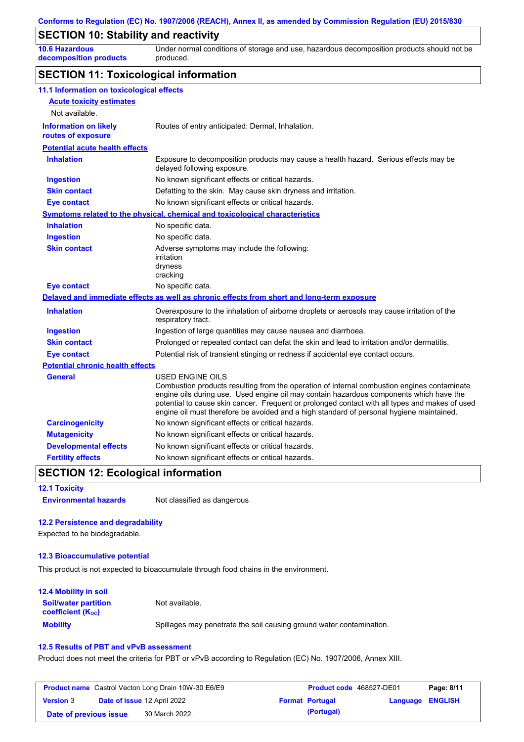Conforms to Regulation (EC) No. 1907/2006 (REACH), Annex II, as amended by Commission Regulation (EU) 2015/830

## SECTION 10: Stability and reactivity

| | |
|---|---|
| **10.6 Hazardous decomposition products** | Under normal conditions of storage and use, hazardous decomposition products should not be produced. |

## SECTION 11: Toxicological information

### 11.1 Information on toxicological effects

**Acute toxicity estimates**

Not available.

| | |
|---|---|
| **Information on likely routes of exposure** | Routes of entry anticipated: Dermal, Inhalation. |

**Potential acute health effects**

| | |
|---|---|
| **Inhalation** | Exposure to decomposition products may cause a health hazard. Serious effects may be delayed following exposure. |
| **Ingestion** | No known significant effects or critical hazards. |
| **Skin contact** | Defatting to the skin. May cause skin dryness and irritation. |
| **Eye contact** | No known significant effects or critical hazards. |

**Symptoms related to the physical, chemical and toxicological characteristics**

| | |
|---|---|
| **Inhalation** | No specific data. |
| **Ingestion** | No specific data. |
| **Skin contact** | Adverse symptoms may include the following: irritation dryness cracking |
| **Eye contact** | No specific data. |

**Delayed and immediate effects as well as chronic effects from short and long-term exposure**

| | |
|---|---|
| **Inhalation** | Overexposure to the inhalation of airborne droplets or aerosols may cause irritation of the respiratory tract. |
| **Ingestion** | Ingestion of large quantities may cause nausea and diarrhoea. |
| **Skin contact** | Prolonged or repeated contact can defat the skin and lead to irritation and/or dermatitis. |
| **Eye contact** | Potential risk of transient stinging or redness if accidental eye contact occurs. |

**Potential chronic health effects**

| | |
|---|---|
| **General** | USED ENGINE OILS Combustion products resulting from the operation of internal combustion engines contaminate engine oils during use. Used engine oil may contain hazardous components which have the potential to cause skin cancer. Frequent or prolonged contact with all types and makes of used engine oil must therefore be avoided and a high standard of personal hygiene maintained. |
| **Carcinogenicity** | No known significant effects or critical hazards. |
| **Mutagenicity** | No known significant effects or critical hazards. |
| **Developmental effects** | No known significant effects or critical hazards. |
| **Fertility effects** | No known significant effects or critical hazards. |

## SECTION 12: Ecological information

### 12.1 Toxicity

| | |
|---|---|
| **Environmental hazards** | Not classified as dangerous |

### 12.2 Persistence and degradability

Expected to be biodegradable.

### 12.3 Bioaccumulative potential

This product is not expected to bioaccumulate through food chains in the environment.

### 12.4 Mobility in soil

| | |
|---|---|
| **Soil/water partition coefficient ($K_{OC}$)** | Not available. |
| **Mobility** | Spillages may penetrate the soil causing ground water contamination. |

### 12.5 Results of PBT and vPvB assessment

Product does not meet the criteria for PBT or vPvB according to Regulation (EC) No. 1907/2006, Annex XIII.

| | | | |
|---|---|---|---|
| **Product name** Castrol Vecton Long Drain 10W-30 E6/E9 | | **Product code** 468527-DE01 | |
| **Version** 3 | **Date of issue** 12 April 2022 | **Format** Portugal (Portugal) | **Language** ENGLISH |
| **Date of previous issue** | 30 March 2022. | | |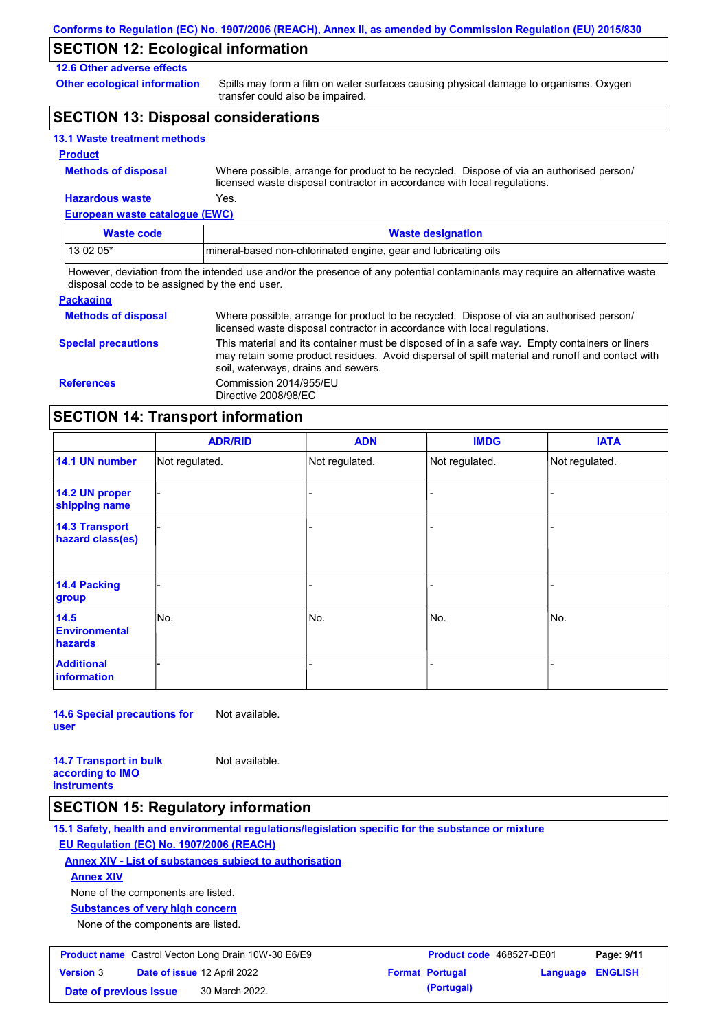## SECTION 12: Ecological information

**12.6 Other adverse effects**

**Other ecological information** Spills may form a film on water surfaces causing physical damage to organisms. Oxygen transfer could also be impaired.

## SECTION 13: Disposal considerations

**13.1 Waste treatment methods**

**Product**

**Methods of disposal** Where possible, arrange for product to be recycled. Dispose of via an authorised person/ licensed waste disposal contractor in accordance with local regulations.

**Hazardous waste** Yes.

**European waste catalogue (EWC)**

| Waste code | Waste designation |
|---|---|
| 13 02 05* | mineral-based non-chlorinated engine, gear and lubricating oils |

However, deviation from the intended use and/or the presence of any potential contaminants may require an alternative waste disposal code to be assigned by the end user.

**Packaging**

**Methods of disposal** Where possible, arrange for product to be recycled. Dispose of via an authorised person/ licensed waste disposal contractor in accordance with local regulations.

**Special precautions** This material and its container must be disposed of in a safe way. Empty containers or liners may retain some product residues. Avoid dispersal of spilt material and runoff and contact with soil, waterways, drains and sewers.

**References** Commission 2014/955/EU
Directive 2008/98/EC

## SECTION 14: Transport information

| | ADR/RID | ADN | IMDG | IATA |
|---|---|---|---|---|
| **14.1 UN number** | Not regulated. | Not regulated. | Not regulated. | Not regulated. |
| **14.2 UN proper shipping name** | - | - | - | - |
| **14.3 Transport hazard class(es)** | - | - | - | - |
| **14.4 Packing group** | - | - | - | - |
| **14.5 Environmental hazards** | No. | No. | No. | No. |
| **Additional information** | - | - | - | - |

**14.6 Special precautions for user** Not available.

**14.7 Transport in bulk according to IMO instruments** Not available.

## SECTION 15: Regulatory information

**15.1 Safety, health and environmental regulations/legislation specific for the substance or mixture**

**EU Regulation (EC) No. 1907/2006 (REACH)**

**Annex XIV - List of substances subject to authorisation**

**Annex XIV**

None of the components are listed.

**Substances of very high concern**

None of the components are listed.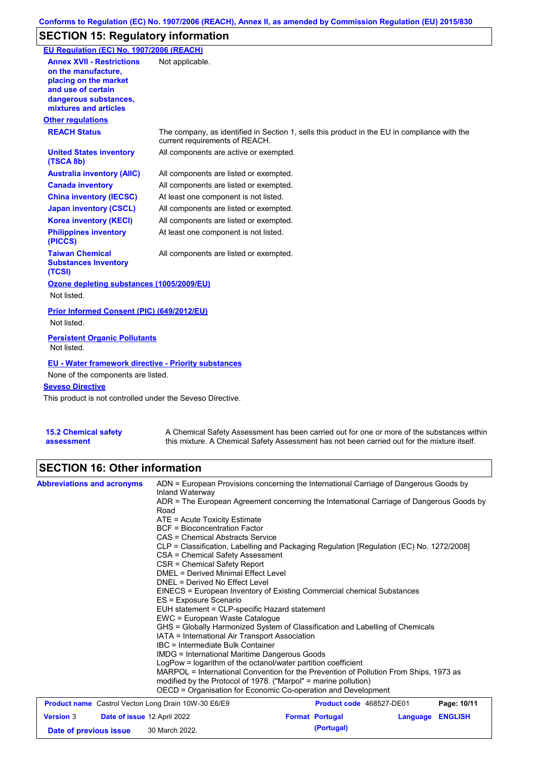## SECTION 15: Regulatory information

**EU Regulation (EC) No. 1907/2006 (REACH)**

| | |
|---|---|
| **Annex XVII - Restrictions on the manufacture, placing on the market and use of certain dangerous substances, mixtures and articles** | Not applicable. |

**Other regulations**

| | |
|---|---|
| **REACH Status** | The company, as identified in Section 1, sells this product in the EU in compliance with the current requirements of REACH. |
| **United States inventory (TSCA 8b)** | All components are active or exempted. |
| **Australia inventory (AIIC)** | All components are listed or exempted. |
| **Canada inventory** | All components are listed or exempted. |
| **China inventory (IECSC)** | At least one component is not listed. |
| **Japan inventory (CSCL)** | All components are listed or exempted. |
| **Korea inventory (KECI)** | All components are listed or exempted. |
| **Philippines inventory (PICCS)** | At least one component is not listed. |
| **Taiwan Chemical Substances Inventory (TCSI)** | All components are listed or exempted. |

**Ozone depleting substances (1005/2009/EU)**

Not listed.

**Prior Informed Consent (PIC) (649/2012/EU)**

Not listed.

**Persistent Organic Pollutants**

Not listed.

**EU - Water framework directive - Priority substances**

None of the components are listed.

**Seveso Directive**

This product is not controlled under the Seveso Directive.

**15.2 Chemical safety assessment**

A Chemical Safety Assessment has been carried out for one or more of the substances within this mixture. A Chemical Safety Assessment has not been carried out for the mixture itself.

## SECTION 16: Other information

**Abbreviations and acronyms**

ADN = European Provisions concerning the International Carriage of Dangerous Goods by Inland Waterway
ADR = The European Agreement concerning the International Carriage of Dangerous Goods by Road
ATE = Acute Toxicity Estimate
BCF = Bioconcentration Factor
CAS = Chemical Abstracts Service
CLP = Classification, Labelling and Packaging Regulation [Regulation (EC) No. 1272/2008]
CSA = Chemical Safety Assessment
CSR = Chemical Safety Report
DMEL = Derived Minimal Effect Level
DNEL = Derived No Effect Level
EINECS = European Inventory of Existing Commercial chemical Substances
ES = Exposure Scenario
EUH statement = CLP-specific Hazard statement
EWC = European Waste Catalogue
GHS = Globally Harmonized System of Classification and Labelling of Chemicals
IATA = International Air Transport Association
IBC = Intermediate Bulk Container
IMDG = International Maritime Dangerous Goods
LogPow = logarithm of the octanol/water partition coefficient
MARPOL = International Convention for the Prevention of Pollution From Ships, 1973 as modified by the Protocol of 1978. ("Marpol" = marine pollution)
OECD = Organisation for Economic Co-operation and Development

| | | | |
|---|---|---|---|
| **Product name** Castrol Vecton Long Drain 10W-30 E6/E9 | | **Product code** 468527-DE01 | |
| **Version** 3 | **Date of issue** 12 April 2022 | **Format** Portugal (Portugal) | **Language** ENGLISH |
| **Date of previous issue** | 30 March 2022. | | |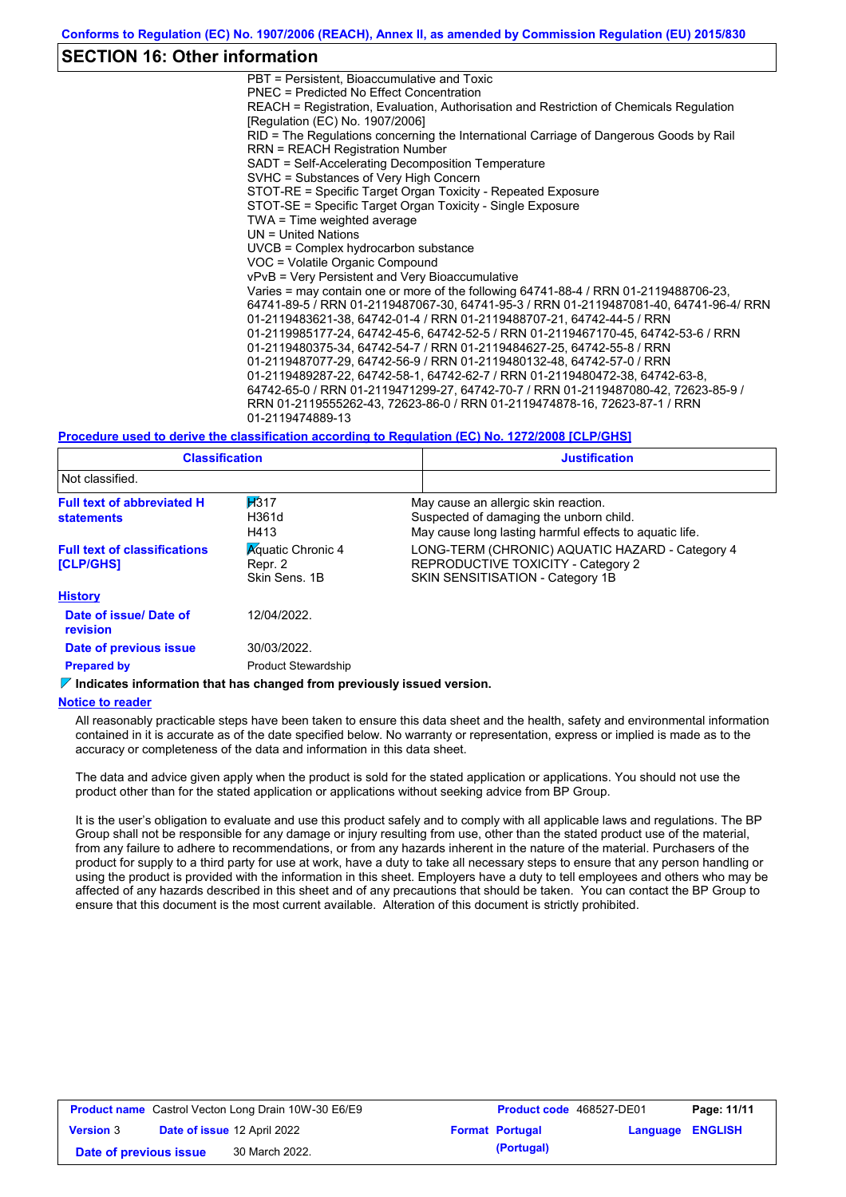Conforms to Regulation (EC) No. 1907/2006 (REACH), Annex II, as amended by Commission Regulation (EU) 2015/830

## SECTION 16: Other information

PBT = Persistent, Bioaccumulative and Toxic
PNEC = Predicted No Effect Concentration
REACH = Registration, Evaluation, Authorisation and Restriction of Chemicals Regulation [Regulation (EC) No. 1907/2006]
RID = The Regulations concerning the International Carriage of Dangerous Goods by Rail
RRN = REACH Registration Number
SADT = Self-Accelerating Decomposition Temperature
SVHC = Substances of Very High Concern
STOT-RE = Specific Target Organ Toxicity - Repeated Exposure
STOT-SE = Specific Target Organ Toxicity - Single Exposure
TWA = Time weighted average
UN = United Nations
UVCB = Complex hydrocarbon substance
VOC = Volatile Organic Compound
vPvB = Very Persistent and Very Bioaccumulative
Varies = may contain one or more of the following 64741-88-4 / RRN 01-2119488706-23, 64741-89-5 / RRN 01-2119487067-30, 64741-95-3 / RRN 01-2119487081-40, 64741-96-4/ RRN 01-2119483621-38, 64742-01-4 / RRN 01-2119488707-21, 64742-44-5 / RRN 01-2119985177-24, 64742-45-6, 64742-52-5 / RRN 01-2119467170-45, 64742-53-6 / RRN 01-2119480375-34, 64742-54-7 / RRN 01-2119484627-25, 64742-55-8 / RRN 01-2119487077-29, 64742-56-9 / RRN 01-2119480132-48, 64742-57-0 / RRN 01-2119489287-22, 64742-58-1, 64742-62-7 / RRN 01-2119480472-38, 64742-63-8, 64742-65-0 / RRN 01-2119471299-27, 64742-70-7 / RRN 01-2119487080-42, 72623-85-9 / RRN 01-2119555262-43, 72623-86-0 / RRN 01-2119474878-16, 72623-87-1 / RRN 01-2119474889-13

**Procedure used to derive the classification according to Regulation (EC) No. 1272/2008 [CLP/GHS]**

| Classification | Justification |
|---|---|
| Not classified. | |

**Full text of abbreviated H statements**

| | | |
|---|---|---|
| H317 | May cause an allergic skin reaction. |
| H361d | Suspected of damaging the unborn child. |
| H413 | May cause long lasting harmful effects to aquatic life. |

**Full text of classifications [CLP/GHS]**

| | |
|---|---|
| Aquatic Chronic 4 | LONG-TERM (CHRONIC) AQUATIC HAZARD - Category 4 |
| Repr. 2 | REPRODUCTIVE TOXICITY - Category 2 |
| Skin Sens. 1B | SKIN SENSITISATION - Category 1B |

**History**

**Date of issue/ Date of revision** 12/04/2022.

**Date of previous issue** 30/03/2022.

**Prepared by** Product Stewardship

**Indicates information that has changed from previously issued version.**

**Notice to reader**

All reasonably practicable steps have been taken to ensure this data sheet and the health, safety and environmental information contained in it is accurate as of the date specified below. No warranty or representation, express or implied is made as to the accuracy or completeness of the data and information in this data sheet.

The data and advice given apply when the product is sold for the stated application or applications. You should not use the product other than for the stated application or applications without seeking advice from BP Group.

It is the user's obligation to evaluate and use this product safely and to comply with all applicable laws and regulations. The BP Group shall not be responsible for any damage or injury resulting from use, other than the stated product use of the material, from any failure to adhere to recommendations, or from any hazards inherent in the nature of the material. Purchasers of the product for supply to a third party for use at work, have a duty to take all necessary steps to ensure that any person handling or using the product is provided with the information in this sheet. Employers have a duty to tell employees and others who may be affected of any hazards described in this sheet and of any precautions that should be taken. You can contact the BP Group to ensure that this document is the most current available. Alteration of this document is strictly prohibited.